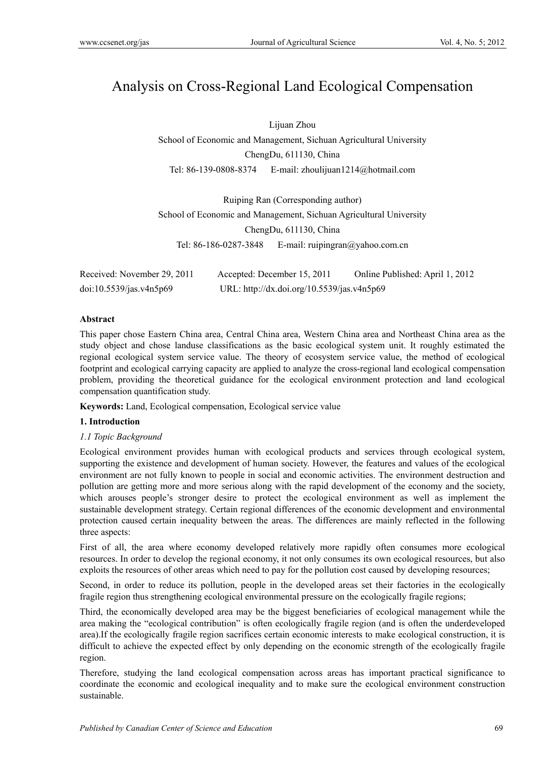# Analysis on Cross-Regional Land Ecological Compensation

Lijuan Zhou

School of Economic and Management, Sichuan Agricultural University

ChengDu, 611130, China

Tel: 86-139-0808-8374 E-mail: zhoulijuan1214@hotmail.com

Ruiping Ran (Corresponding author)

School of Economic and Management, Sichuan Agricultural University

ChengDu, 611130, China

Tel: 86-186-0287-3848 E-mail: ruipingran@yahoo.com.cn

Received: November 29, 2011 Accepted: December 15, 2011 Online Published: April 1, 2012

doi:10.5539/jas.v4n5p69 URL: http://dx.doi.org/10.5539/jas.v4n5p69

**Abstract**

This paper chose Eastern China area, Central China area, Western China area and Northeast China area as the study object and chose landuse classifications as the basic ecological system unit. It roughly estimated the regional ecological system service value. The theory of ecosystem service value, the method of ecological footprint and ecological carrying capacity are applied to analyze the cross-regional land ecological compensation problem, providing the theoretical guidance for the ecological environment protection and land ecological compensation quantification study.

**Keywords:** Land, Ecological compensation, Ecological service value

## 1. Introduction

### *1.1 Topic Background*

Ecological environment provides human with ecological products and services through ecological system, supporting the existence and development of human society. However, the features and values of the ecological environment are not fully known to people in social and economic activities. The environment destruction and pollution are getting more and more serious along with the rapid development of the economy and the society, which arouses people's stronger desire to protect the ecological environment as well as implement the sustainable development strategy. Certain regional differences of the economic development and environmental protection caused certain inequality between the areas. The differences are mainly reflected in the following three aspects:

First of all, the area where economy developed relatively more rapidly often consumes more ecological resources. In order to develop the regional economy, it not only consumes its own ecological resources, but also exploits the resources of other areas which need to pay for the pollution cost caused by developing resources;

Second, in order to reduce its pollution, people in the developed areas set their factories in the ecologically fragile region thus strengthening ecological environmental pressure on the ecologically fragile regions;

Third, the economically developed area may be the biggest beneficiaries of ecological management while the area making the "ecological contribution" is often ecologically fragile region (and is often the underdeveloped area).If the ecologically fragile region sacrifices certain economic interests to make ecological construction, it is difficult to achieve the expected effect by only depending on the economic strength of the ecologically fragile region.

Therefore, studying the land ecological compensation across areas has important practical significance to coordinate the economic and ecological inequality and to make sure the ecological environment construction sustainable.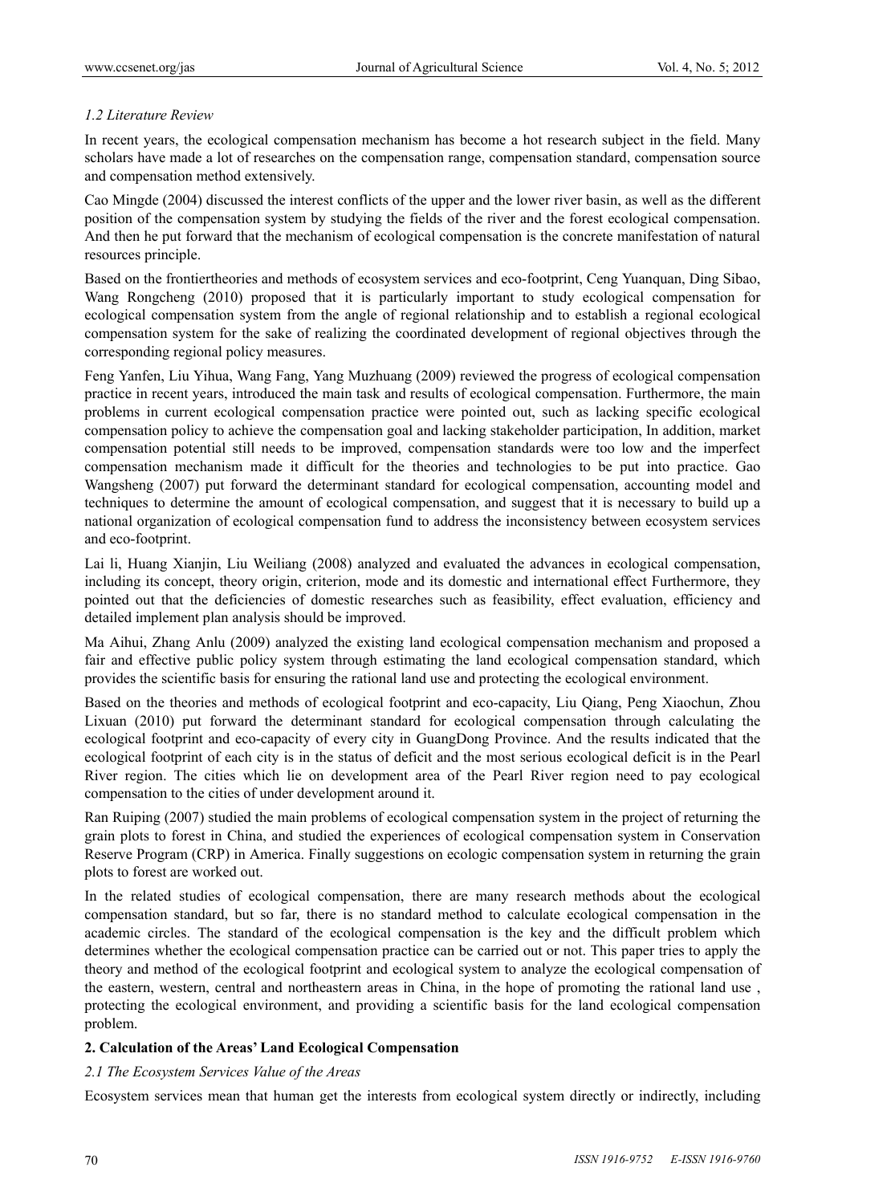### *1.2 Literature Review*

In recent years, the ecological compensation mechanism has become a hot research subject in the field. Many scholars have made a lot of researches on the compensation range, compensation standard, compensation source and compensation method extensively.

Cao Mingde (2004) discussed the interest conflicts of the upper and the lower river basin, as well as the different position of the compensation system by studying the fields of the river and the forest ecological compensation. And then he put forward that the mechanism of ecological compensation is the concrete manifestation of natural resources principle.

Based on the frontiertheories and methods of ecosystem services and eco-footprint, Ceng Yuanquan, Ding Sibao, Wang Rongcheng (2010) proposed that it is particularly important to study ecological compensation for ecological compensation system from the angle of regional relationship and to establish a regional ecological compensation system for the sake of realizing the coordinated development of regional objectives through the corresponding regional policy measures.

Feng Yanfen, Liu Yihua, Wang Fang, Yang Muzhuang (2009) reviewed the progress of ecological compensation practice in recent years, introduced the main task and results of ecological compensation. Furthermore, the main problems in current ecological compensation practice were pointed out, such as lacking specific ecological compensation policy to achieve the compensation goal and lacking stakeholder participation, In addition, market compensation potential still needs to be improved, compensation standards were too low and the imperfect compensation mechanism made it difficult for the theories and technologies to be put into practice. Gao Wangsheng (2007) put forward the determinant standard for ecological compensation, accounting model and techniques to determine the amount of ecological compensation, and suggest that it is necessary to build up a national organization of ecological compensation fund to address the inconsistency between ecosystem services and eco-footprint.

Lai li, Huang Xianjin, Liu Weiliang (2008) analyzed and evaluated the advances in ecological compensation, including its concept, theory origin, criterion, mode and its domestic and international effect Furthermore, they pointed out that the deficiencies of domestic researches such as feasibility, effect evaluation, efficiency and detailed implement plan analysis should be improved.

Ma Aihui, Zhang Anlu (2009) analyzed the existing land ecological compensation mechanism and proposed a fair and effective public policy system through estimating the land ecological compensation standard, which provides the scientific basis for ensuring the rational land use and protecting the ecological environment.

Based on the theories and methods of ecological footprint and eco-capacity, Liu Qiang, Peng Xiaochun, Zhou Lixuan (2010) put forward the determinant standard for ecological compensation through calculating the ecological footprint and eco-capacity of every city in GuangDong Province. And the results indicated that the ecological footprint of each city is in the status of deficit and the most serious ecological deficit is in the Pearl River region. The cities which lie on development area of the Pearl River region need to pay ecological compensation to the cities of under development around it.

Ran Ruiping (2007) studied the main problems of ecological compensation system in the project of returning the grain plots to forest in China, and studied the experiences of ecological compensation system in Conservation Reserve Program (CRP) in America. Finally suggestions on ecologic compensation system in returning the grain plots to forest are worked out.

In the related studies of ecological compensation, there are many research methods about the ecological compensation standard, but so far, there is no standard method to calculate ecological compensation in the academic circles. The standard of the ecological compensation is the key and the difficult problem which determines whether the ecological compensation practice can be carried out or not. This paper tries to apply the theory and method of the ecological footprint and ecological system to analyze the ecological compensation of the eastern, western, central and northeastern areas in China, in the hope of promoting the rational land use , protecting the ecological environment, and providing a scientific basis for the land ecological compensation problem.

## 2. Calculation of the Areas' Land Ecological Compensation

### *2.1 The Ecosystem Services Value of the Areas*

Ecosystem services mean that human get the interests from ecological system directly or indirectly, including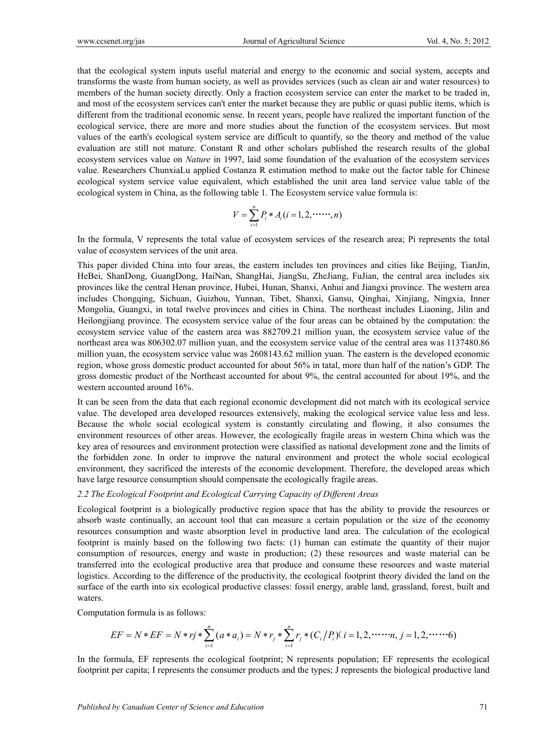that the ecological system inputs useful material and energy to the economic and social system, accepts and transforms the waste from human society, as well as provides services (such as clean air and water resources) to members of the human society directly. Only a fraction ecosystem service can enter the market to be traded in, and most of the ecosystem services can't enter the market because they are public or quasi public items, which is different from the traditional economic sense. In recent years, people have realized the important function of the ecological service, there are more and more studies about the function of the ecosystem services. But most values of the earth's ecological system service are difficult to quantify, so the theory and method of the value evaluation are still not mature. Constant R and other scholars published the research results of the global ecosystem services value on *Nature* in 1997, laid some foundation of the evaluation of the ecosystem services value. Researchers ChunxiaLu applied Costanza R estimation method to make out the factor table for Chinese ecological system service value equivalent, which established the unit area land service value table of the ecological system in China, as the following table 1. The Ecosystem service value formula is:

$$V = \sum_{i=1}^{n} P_i * A_i (i = 1, 2, \cdots\cdots, n)$$

In the formula, V represents the total value of ecosystem services of the research area; Pi represents the total value of ecosystem services of the unit area.

This paper divided China into four areas, the eastern includes ten provinces and cities like Beijing, TianJin, HeBei, ShanDong, GuangDong, HaiNan, ShangHai, JiangSu, ZheJiang, FuJian, the central area includes six provinces like the central Henan province, Hubei, Hunan, Shanxi, Anhui and Jiangxi province. The western area includes Chongqing, Sichuan, Guizhou, Yunnan, Tibet, Shanxi, Gansu, Qinghai, Xinjiang, Ningxia, Inner Mongolia, Guangxi, in total twelve provinces and cities in China. The northeast includes Liaoning, Jilin and Heilongjiang province. The ecosystem service value of the four areas can be obtained by the computation: the ecosystem service value of the eastern area was 882709.21 million yuan, the ecosystem service value of the northeast area was 806302.07 million yuan, and the ecosystem service value of the central area was 1137480.86 million yuan, the ecosystem service value was 2608143.62 million yuan. The eastern is the developed economic region, whose gross domestic product accounted for about 56% in tatal, more than half of the nation's GDP. The gross domestic product of the Northeast accounted for about 9%, the central accounted for about 19%, and the western accounted around 16%.

It can be seen from the data that each regional economic development did not match with its ecological service value. The developed area developed resources extensively, making the ecological service value less and less. Because the whole social ecological system is constantly circulating and flowing, it also consumes the environment resources of other areas. However, the ecologically fragile areas in western China which was the key area of resources and environment protection were classified as national development zone and the limits of the forbidden zone. In order to improve the natural environment and protect the whole social ecological environment, they sacrificed the interests of the economic development. Therefore, the developed areas which have large resource consumption should compensate the ecologically fragile areas.

### *2.2 The Ecological Footprint and Ecological Carrying Capacity of Different Areas*

Ecological footprint is a biologically productive region space that has the ability to provide the resources or absorb waste continually, an account tool that can measure a certain population or the size of the economy resources consumption and waste absorption level in productive land area. The calculation of the ecological footprint is mainly based on the following two facts: (1) human can estimate the quantity of their major consumption of resources, energy and waste in production; (2) these resources and waste material can be transferred into the ecological productive area that produce and consume these resources and waste material logistics. According to the difference of the productivity, the ecological footprint theory divided the land on the surface of the earth into six ecological productive classes: fossil energy, arable land, grassland, forest, built and waters.

Computation formula is as follows:

$$EF = N * EF = N * rj * \sum_{i=1}^{n} (a * a_i) = N * r_j * \sum_{i=1}^{n} r_j * (C_i / P_i) (i = 1, 2, \cdots\cdots n, j = 1, 2, \cdots\cdots 6)$$

In the formula, EF represents the ecological footprint; N represents population; EF represents the ecological footprint per capita; I represents the consumer products and the types; J represents the biological productive land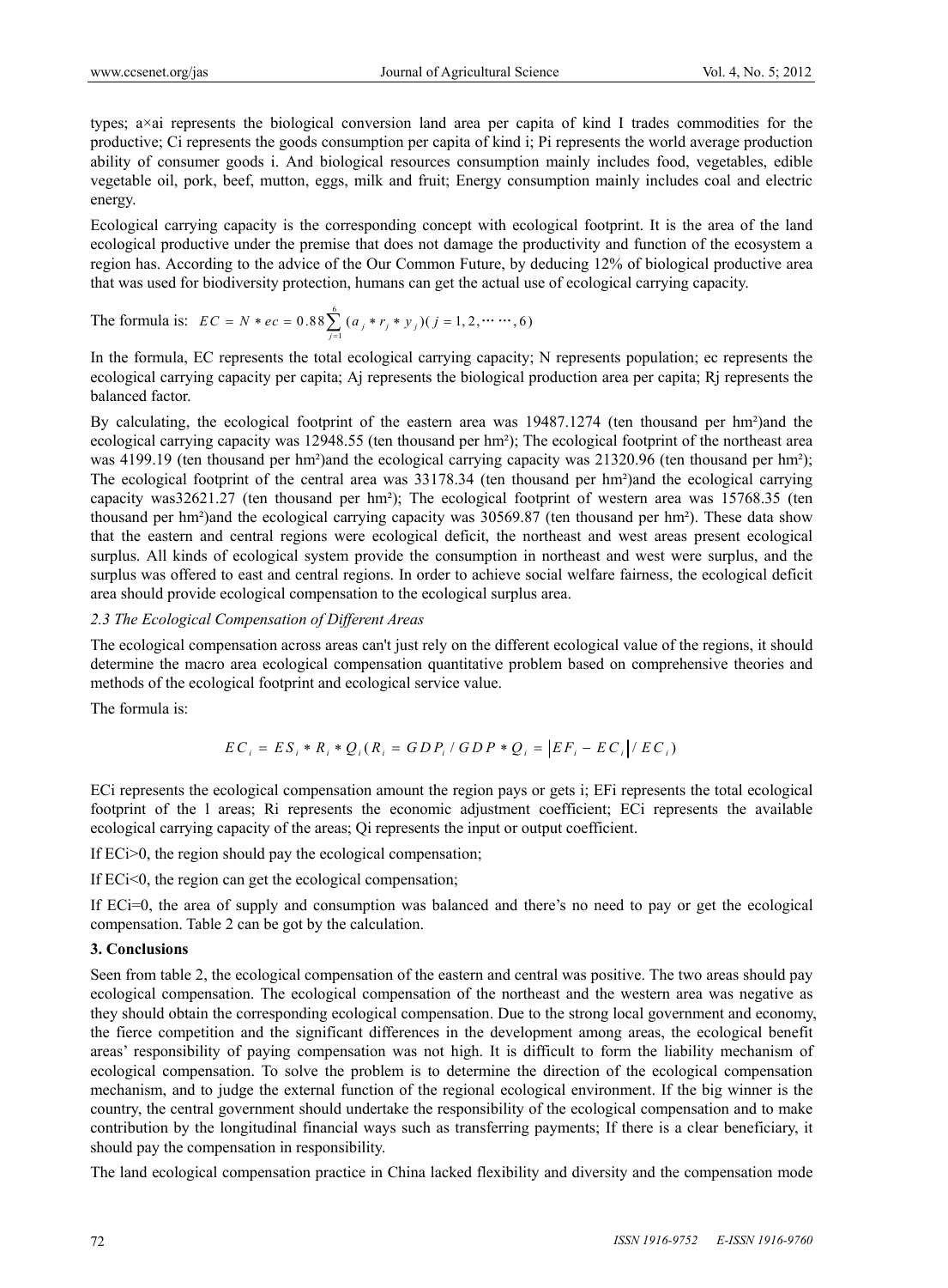types; a×ai represents the biological conversion land area per capita of kind I trades commodities for the productive; Ci represents the goods consumption per capita of kind i; Pi represents the world average production ability of consumer goods i. And biological resources consumption mainly includes food, vegetables, edible vegetable oil, pork, beef, mutton, eggs, milk and fruit; Energy consumption mainly includes coal and electric energy.

Ecological carrying capacity is the corresponding concept with ecological footprint. It is the area of the land ecological productive under the premise that does not damage the productivity and function of the ecosystem a region has. According to the advice of the Our Common Future, by deducing 12% of biological productive area that was used for biodiversity protection, humans can get the actual use of ecological carrying capacity.

The formula is: $EC = N * ec = 0.88\sum_{j=1}^{6}(a_j * r_j * y_j)(j = 1, 2, \cdots\cdots, 6)$

In the formula, EC represents the total ecological carrying capacity; N represents population; ec represents the ecological carrying capacity per capita; Aj represents the biological production area per capita; Rj represents the balanced factor.

By calculating, the ecological footprint of the eastern area was 19487.1274 (ten thousand per hm²)and the ecological carrying capacity was 12948.55 (ten thousand per hm²); The ecological footprint of the northeast area was 4199.19 (ten thousand per hm²)and the ecological carrying capacity was 21320.96 (ten thousand per hm²); The ecological footprint of the central area was 33178.34 (ten thousand per hm²)and the ecological carrying capacity was32621.27 (ten thousand per hm²); The ecological footprint of western area was 15768.35 (ten thousand per hm²)and the ecological carrying capacity was 30569.87 (ten thousand per hm²). These data show that the eastern and central regions were ecological deficit, the northeast and west areas present ecological surplus. All kinds of ecological system provide the consumption in northeast and west were surplus, and the surplus was offered to east and central regions. In order to achieve social welfare fairness, the ecological deficit area should provide ecological compensation to the ecological surplus area.

### *2.3 The Ecological Compensation of Different Areas*

The ecological compensation across areas can't just rely on the different ecological value of the regions, it should determine the macro area ecological compensation quantitative problem based on comprehensive theories and methods of the ecological footprint and ecological service value.

The formula is:

$$EC_i = ES_i * R_i * Q_i (R_i = GDP_i / GDP * Q_i = \left|EF_i - EC_i\right| / EC_i)$$

ECi represents the ecological compensation amount the region pays or gets i; EFi represents the total ecological footprint of the l areas; Ri represents the economic adjustment coefficient; ECi represents the available ecological carrying capacity of the areas; Qi represents the input or output coefficient.

If ECi>0, the region should pay the ecological compensation;

If ECi<0, the region can get the ecological compensation;

If ECi=0, the area of supply and consumption was balanced and there's no need to pay or get the ecological compensation. Table 2 can be got by the calculation.

## 3. Conclusions

Seen from table 2, the ecological compensation of the eastern and central was positive. The two areas should pay ecological compensation. The ecological compensation of the northeast and the western area was negative as they should obtain the corresponding ecological compensation. Due to the strong local government and economy, the fierce competition and the significant differences in the development among areas, the ecological benefit areas' responsibility of paying compensation was not high. It is difficult to form the liability mechanism of ecological compensation. To solve the problem is to determine the direction of the ecological compensation mechanism, and to judge the external function of the regional ecological environment. If the big winner is the country, the central government should undertake the responsibility of the ecological compensation and to make contribution by the longitudinal financial ways such as transferring payments; If there is a clear beneficiary, it should pay the compensation in responsibility.

The land ecological compensation practice in China lacked flexibility and diversity and the compensation mode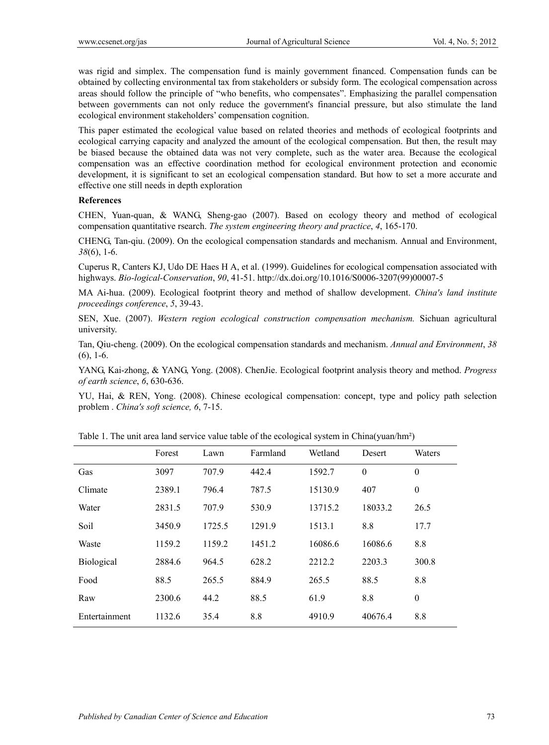was rigid and simplex. The compensation fund is mainly government financed. Compensation funds can be obtained by collecting environmental tax from stakeholders or subsidy form. The ecological compensation across areas should follow the principle of "who benefits, who compensates". Emphasizing the parallel compensation between governments can not only reduce the government's financial pressure, but also stimulate the land ecological environment stakeholders' compensation cognition.

This paper estimated the ecological value based on related theories and methods of ecological footprints and ecological carrying capacity and analyzed the amount of the ecological compensation. But then, the result may be biased because the obtained data was not very complete, such as the water area. Because the ecological compensation was an effective coordination method for ecological environment protection and economic development, it is significant to set an ecological compensation standard. But how to set a more accurate and effective one still needs in depth exploration

**References**

CHEN, Yuan-quan, & WANG, Sheng-gao (2007). Based on ecology theory and method of ecological compensation quantitative rsearch. *The system engineering theory and practice*, *4*, 165-170.

CHENG, Tan-qiu. (2009). On the ecological compensation standards and mechanism. Annual and Environment, *38*(6), 1-6.

Cuperus R, Canters KJ, Udo DE Haes H A, et al. (1999). Guidelines for ecological compensation associated with highways. *Bio-logical-Conservation*, *90*, 41-51. http://dx.doi.org/10.1016/S0006-3207(99)00007-5

MA Ai-hua. (2009). Ecological footprint theory and method of shallow development. *China's land institute proceedings conference*, *5*, 39-43.

SEN, Xue. (2007). *Western region ecological construction compensation mechanism.* Sichuan agricultural university.

Tan, Qiu-cheng. (2009). On the ecological compensation standards and mechanism. *Annual and Environment*, *38* (6), 1-6.

YANG, Kai-zhong, & YANG, Yong. (2008). ChenJie. Ecological footprint analysis theory and method. *Progress of earth science*, *6*, 630-636.

YU, Hai, & REN, Yong. (2008). Chinese ecological compensation: concept, type and policy path selection problem . *China's soft science, 6*, 7-15.

Table 1. The unit area land service value table of the ecological system in China(yuan/hm²)

| | Forest | Lawn | Farmland | Wetland | Desert | Waters |
|---|---|---|---|---|---|---|
| Gas | 3097 | 707.9 | 442.4 | 1592.7 | 0 | 0 |
| Climate | 2389.1 | 796.4 | 787.5 | 15130.9 | 407 | 0 |
| Water | 2831.5 | 707.9 | 530.9 | 13715.2 | 18033.2 | 26.5 |
| Soil | 3450.9 | 1725.5 | 1291.9 | 1513.1 | 8.8 | 17.7 |
| Waste | 1159.2 | 1159.2 | 1451.2 | 16086.6 | 16086.6 | 8.8 |
| Biological | 2884.6 | 964.5 | 628.2 | 2212.2 | 2203.3 | 300.8 |
| Food | 88.5 | 265.5 | 884.9 | 265.5 | 88.5 | 8.8 |
| Raw | 2300.6 | 44.2 | 88.5 | 61.9 | 8.8 | 0 |
| Entertainment | 1132.6 | 35.4 | 8.8 | 4910.9 | 40676.4 | 8.8 |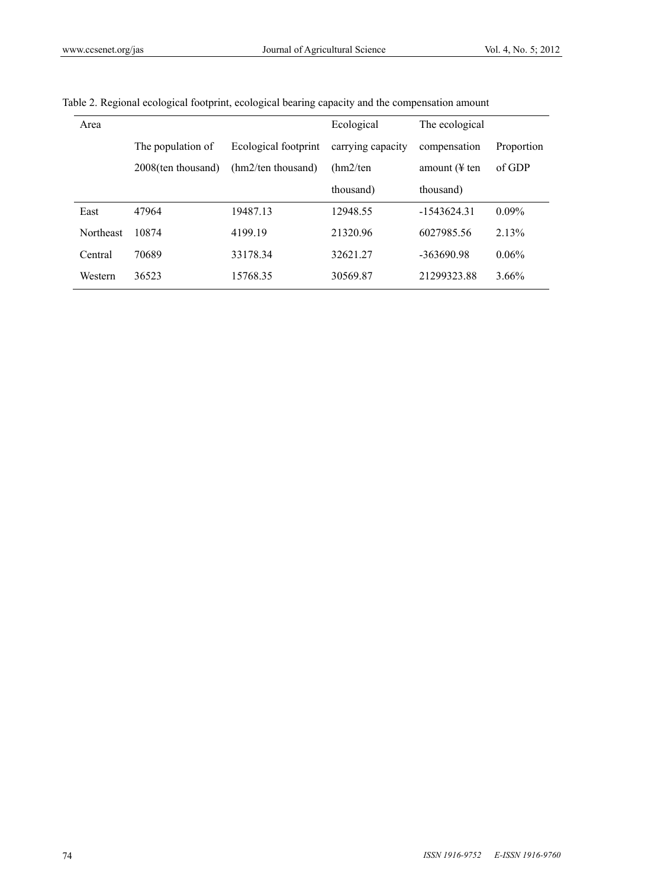Table 2. Regional ecological footprint, ecological bearing capacity and the compensation amount

| Area | The population of 2008(ten thousand) | Ecological footprint (hm2/ten thousand) | Ecological carrying capacity (hm2/ten thousand) | The ecological compensation amount (¥ ten thousand) | Proportion of GDP |
|---|---|---|---|---|---|
| East | 47964 | 19487.13 | 12948.55 | -1543624.31 | 0.09% |
| Northeast | 10874 | 4199.19 | 21320.96 | 6027985.56 | 2.13% |
| Central | 70689 | 33178.34 | 32621.27 | -363690.98 | 0.06% |
| Western | 36523 | 15768.35 | 30569.87 | 21299323.88 | 3.66% |